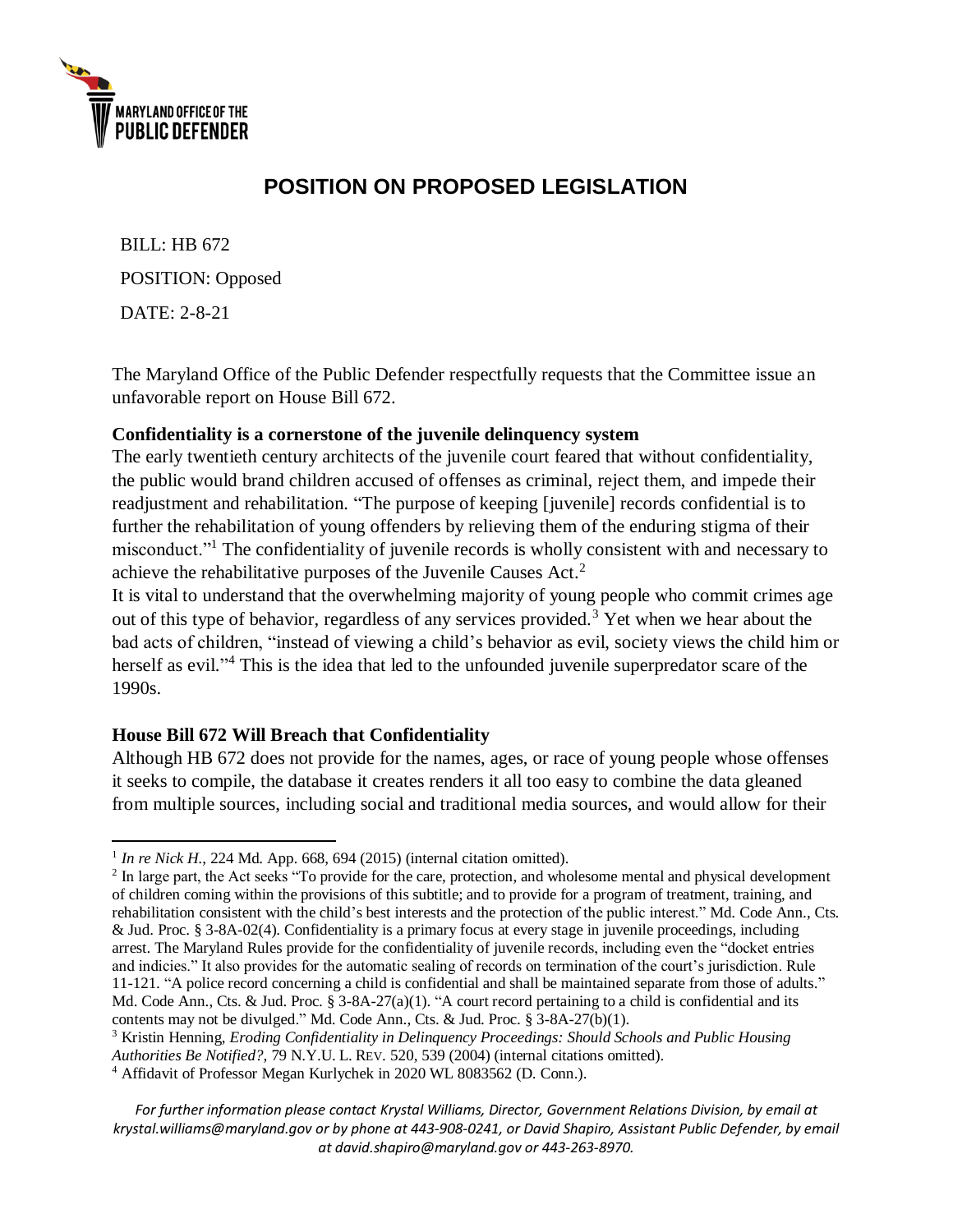MARYLAND OFFICE OF THE PUBLIC DEFENDER

# POSITION ON PROPOSED LEGISLATION

BILL: HB 672

POSITION: Opposed

DATE: 2-8-21

The Maryland Office of the Public Defender respectfully requests that the Committee issue an unfavorable report on House Bill 672.

**Confidentiality is a cornerstone of the juvenile delinquency system**

The early twentieth century architects of the juvenile court feared that without confidentiality, the public would brand children accused of offenses as criminal, reject them, and impede their readjustment and rehabilitation. "The purpose of keeping [juvenile] records confidential is to further the rehabilitation of young offenders by relieving them of the enduring stigma of their misconduct."[1] The confidentiality of juvenile records is wholly consistent with and necessary to achieve the rehabilitative purposes of the Juvenile Causes Act.[2]

It is vital to understand that the overwhelming majority of young people who commit crimes age out of this type of behavior, regardless of any services provided.[3] Yet when we hear about the bad acts of children, "instead of viewing a child's behavior as evil, society views the child him or herself as evil."[4] This is the idea that led to the unfounded juvenile superpredator scare of the 1990s.

**House Bill 672 Will Breach that Confidentiality**

Although HB 672 does not provide for the names, ages, or race of young people whose offenses it seeks to compile, the database it creates renders it all too easy to combine the data gleaned from multiple sources, including social and traditional media sources, and would allow for their

---

[1] *In re Nick H.*, 224 Md. App. 668, 694 (2015) (internal citation omitted).

[2] In large part, the Act seeks "To provide for the care, protection, and wholesome mental and physical development of children coming within the provisions of this subtitle; and to provide for a program of treatment, training, and rehabilitation consistent with the child's best interests and the protection of the public interest." Md. Code Ann., Cts. & Jud. Proc. § 3-8A-02(4). Confidentiality is a primary focus at every stage in juvenile proceedings, including arrest. The Maryland Rules provide for the confidentiality of juvenile records, including even the "docket entries and indicies." It also provides for the automatic sealing of records on termination of the court's jurisdiction. Rule 11-121. "A police record concerning a child is confidential and shall be maintained separate from those of adults." Md. Code Ann., Cts. & Jud. Proc. § 3-8A-27(a)(1). "A court record pertaining to a child is confidential and its contents may not be divulged." Md. Code Ann., Cts. & Jud. Proc. § 3-8A-27(b)(1).

[3] Kristin Henning, *Eroding Confidentiality in Delinquency Proceedings: Should Schools and Public Housing Authorities Be Notified?*, 79 N.Y.U. L. Rev. 520, 539 (2004) (internal citations omitted).

[4] Affidavit of Professor Megan Kurlychek in 2020 WL 8083562 (D. Conn.).

*For further information please contact Krystal Williams, Director, Government Relations Division, by email at krystal.williams@maryland.gov or by phone at 443-908-0241, or David Shapiro, Assistant Public Defender, by email at david.shapiro@maryland.gov or 443-263-8970.*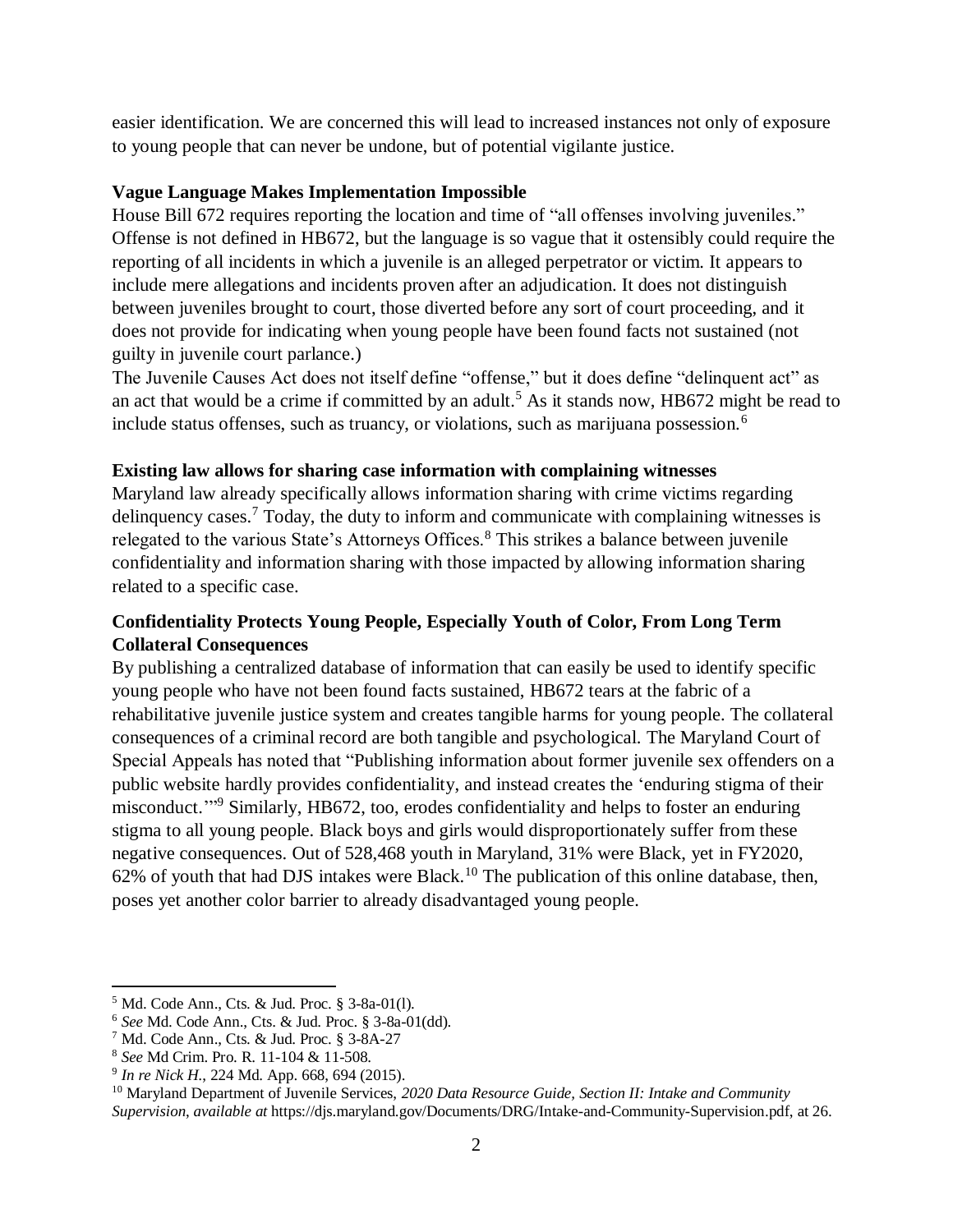easier identification. We are concerned this will lead to increased instances not only of exposure to young people that can never be undone, but of potential vigilante justice.

**Vague Language Makes Implementation Impossible**

House Bill 672 requires reporting the location and time of "all offenses involving juveniles." Offense is not defined in HB672, but the language is so vague that it ostensibly could require the reporting of all incidents in which a juvenile is an alleged perpetrator or victim. It appears to include mere allegations and incidents proven after an adjudication. It does not distinguish between juveniles brought to court, those diverted before any sort of court proceeding, and it does not provide for indicating when young people have been found facts not sustained (not guilty in juvenile court parlance.)

The Juvenile Causes Act does not itself define "offense," but it does define "delinquent act" as an act that would be a crime if committed by an adult.[5] As it stands now, HB672 might be read to include status offenses, such as truancy, or violations, such as marijuana possession.[6]

**Existing law allows for sharing case information with complaining witnesses**

Maryland law already specifically allows information sharing with crime victims regarding delinquency cases.[7] Today, the duty to inform and communicate with complaining witnesses is relegated to the various State's Attorneys Offices.[8] This strikes a balance between juvenile confidentiality and information sharing with those impacted by allowing information sharing related to a specific case.

**Confidentiality Protects Young People, Especially Youth of Color, From Long Term Collateral Consequences**

By publishing a centralized database of information that can easily be used to identify specific young people who have not been found facts sustained, HB672 tears at the fabric of a rehabilitative juvenile justice system and creates tangible harms for young people. The collateral consequences of a criminal record are both tangible and psychological. The Maryland Court of Special Appeals has noted that "Publishing information about former juvenile sex offenders on a public website hardly provides confidentiality, and instead creates the 'enduring stigma of their misconduct.'"[9] Similarly, HB672, too, erodes confidentiality and helps to foster an enduring stigma to all young people. Black boys and girls would disproportionately suffer from these negative consequences. Out of 528,468 youth in Maryland, 31% were Black, yet in FY2020, 62% of youth that had DJS intakes were Black.[10] The publication of this online database, then, poses yet another color barrier to already disadvantaged young people.

---

[5] Md. Code Ann., Cts. & Jud. Proc. § 3-8a-01(l).

[6] *See* Md. Code Ann., Cts. & Jud. Proc. § 3-8a-01(dd).

[7] Md. Code Ann., Cts. & Jud. Proc. § 3-8A-27

[8] *See* Md Crim. Pro. R. 11-104 & 11-508.

[9] *In re Nick H.*, 224 Md. App. 668, 694 (2015).

[10] Maryland Department of Juvenile Services, *2020 Data Resource Guide, Section II: Intake and Community Supervision*, *available at* https://djs.maryland.gov/Documents/DRG/Intake-and-Community-Supervision.pdf, at 26.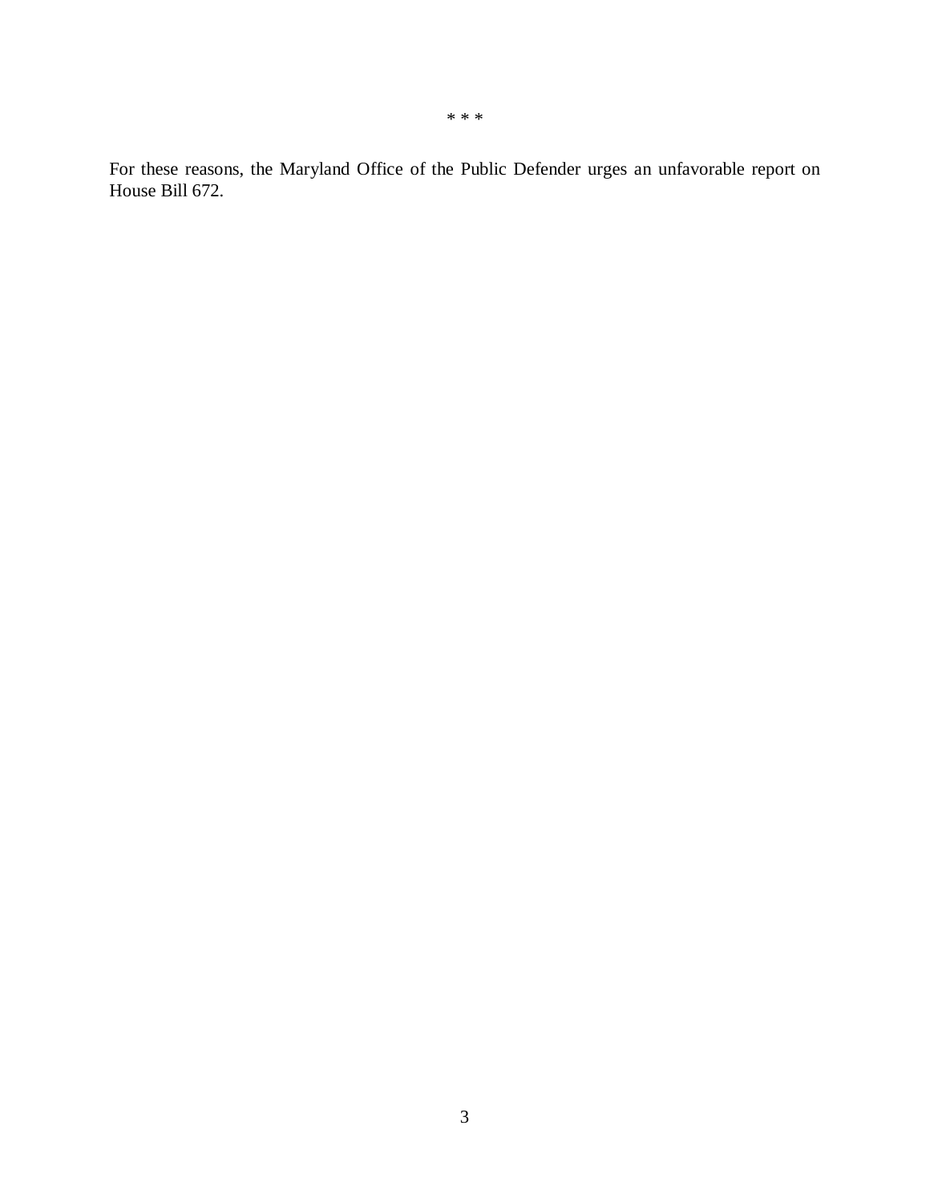* * *

For these reasons, the Maryland Office of the Public Defender urges an unfavorable report on House Bill 672.